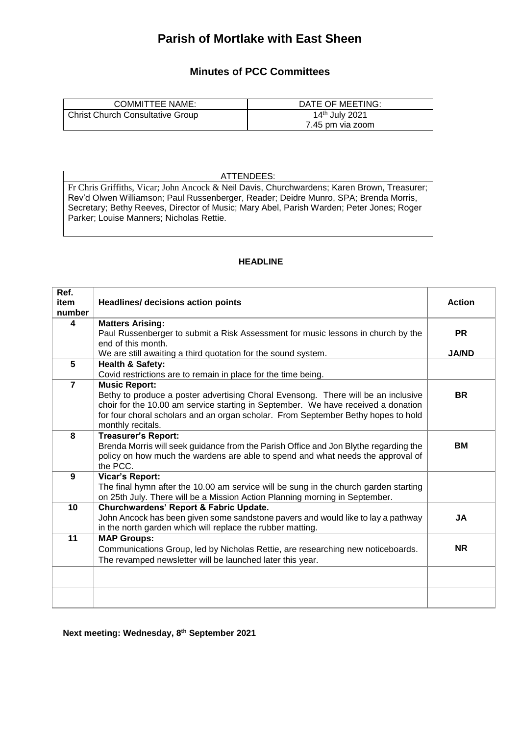# Parish of Mortlake with East Sheen

## Minutes of PCC Committees

| COMMITTEE NAME: | DATE OF MEETING: |
|---|---|
| Christ Church Consultative Group | 14th July 2021<br>7.45 pm via zoom |

| ATTENDEES: |
|---|
| Fr Chris Griffiths, Vicar; John Ancock & Neil Davis, Churchwardens; Karen Brown, Treasurer; Rev'd Olwen Williamson; Paul Russenberger, Reader; Deidre Munro, SPA; Brenda Morris, Secretary; Bethy Reeves, Director of Music; Mary Abel, Parish Warden; Peter Jones; Roger Parker; Louise Manners; Nicholas Rettie. |

**HEADLINE**

| Ref. item number | Headlines/ decisions action points | Action |
|---|---|---|
| 4 | **Matters Arising:**<br>Paul Russenberger to submit a Risk Assessment for music lessons in church by the end of this month.<br>We are still awaiting a third quotation for the sound system. | **PR**<br><br>**JA/ND** |
| 5 | **Health & Safety:**<br>Covid restrictions are to remain in place for the time being. | |
| 7 | **Music Report:**<br>Bethy to produce a poster advertising Choral Evensong. There will be an inclusive choir for the 10.00 am service starting in September. We have received a donation for four choral scholars and an organ scholar. From September Bethy hopes to hold monthly recitals. | **BR** |
| 8 | **Treasurer's Report:**<br>Brenda Morris will seek guidance from the Parish Office and Jon Blythe regarding the policy on how much the wardens are able to spend and what needs the approval of the PCC. | **BM** |
| 9 | **Vicar's Report:**<br>The final hymn after the 10.00 am service will be sung in the church garden starting on 25th July. There will be a Mission Action Planning morning in September. | |
| 10 | **Churchwardens' Report & Fabric Update.**<br>John Ancock has been given some sandstone pavers and would like to lay a pathway in the north garden which will replace the rubber matting. | **JA** |
| 11 | **MAP Groups:**<br>Communications Group, led by Nicholas Rettie, are researching new noticeboards. The revamped newsletter will be launched later this year. | **NR** |
| | | |
| | | |

**Next meeting: Wednesday, 8th September 2021**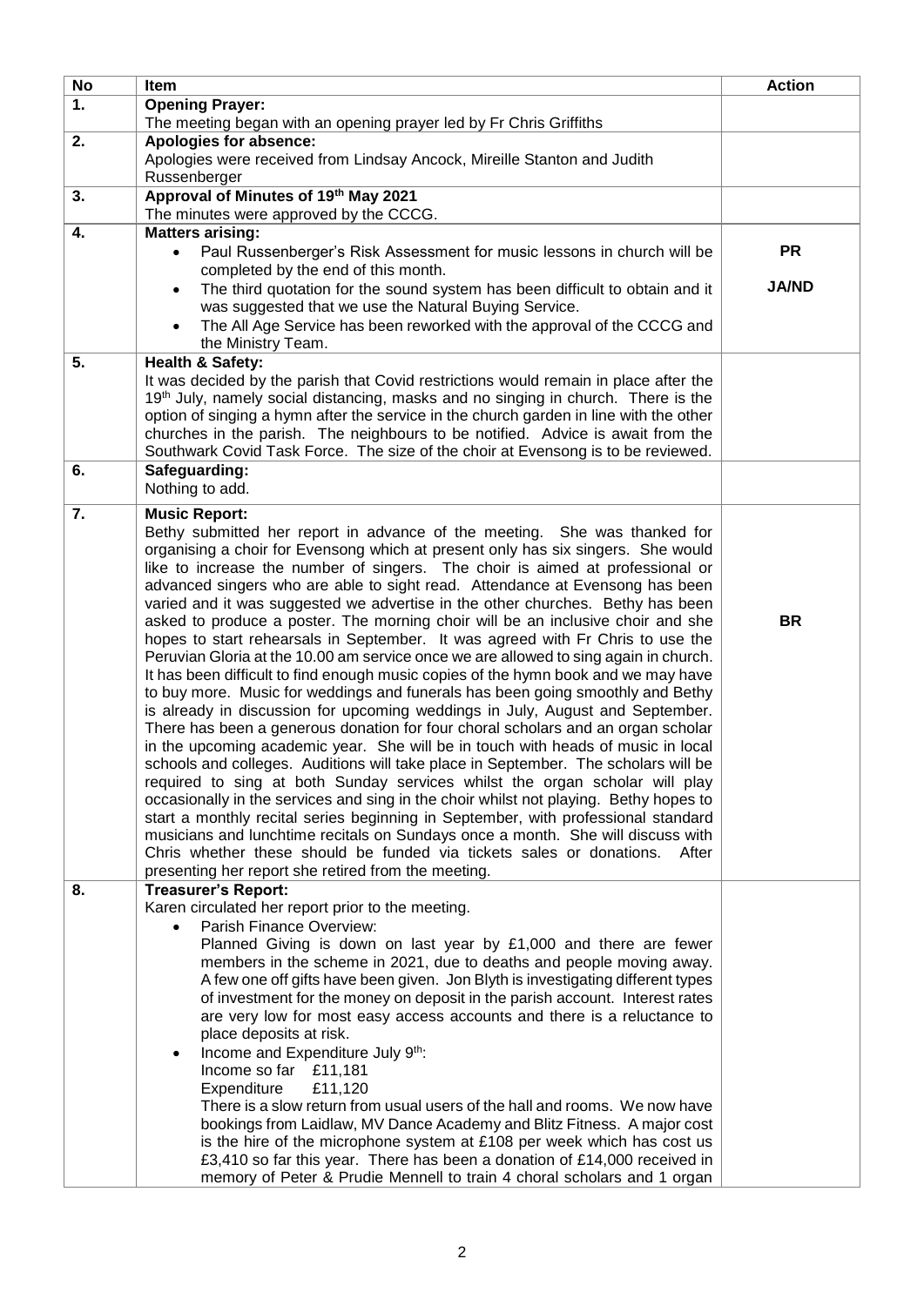| No | Item | Action |
|---|---|---|
| 1. | **Opening Prayer:**<br>The meeting began with an opening prayer led by Fr Chris Griffiths | |
| 2. | **Apologies for absence:**<br>Apologies were received from Lindsay Ancock, Mireille Stanton and Judith Russenberger | |
| 3. | **Approval of Minutes of 19th May 2021**<br>The minutes were approved by the CCCG. | |
| 4. | **Matters arising:**<br>• Paul Russenberger's Risk Assessment for music lessons in church will be completed by the end of this month.<br>• The third quotation for the sound system has been difficult to obtain and it was suggested that we use the Natural Buying Service.<br>• The All Age Service has been reworked with the approval of the CCCG and the Ministry Team. | **PR**<br><br>**JA/ND** |
| 5. | **Health & Safety:**<br>It was decided by the parish that Covid restrictions would remain in place after the 19th July, namely social distancing, masks and no singing in church. There is the option of singing a hymn after the service in the church garden in line with the other churches in the parish. The neighbours to be notified. Advice is await from the Southwark Covid Task Force. The size of the choir at Evensong is to be reviewed. | |
| 6. | **Safeguarding:**<br>Nothing to add. | |
| 7. | **Music Report:**<br>Bethy submitted her report in advance of the meeting. She was thanked for organising a choir for Evensong which at present only has six singers. She would like to increase the number of singers. The choir is aimed at professional or advanced singers who are able to sight read. Attendance at Evensong has been varied and it was suggested we advertise in the other churches. Bethy has been asked to produce a poster. The morning choir will be an inclusive choir and she hopes to start rehearsals in September. It was agreed with Fr Chris to use the Peruvian Gloria at the 10.00 am service once we are allowed to sing again in church. It has been difficult to find enough music copies of the hymn book and we may have to buy more. Music for weddings and funerals has been going smoothly and Bethy is already in discussion for upcoming weddings in July, August and September. There has been a generous donation for four choral scholars and an organ scholar in the upcoming academic year. She will be in touch with heads of music in local schools and colleges. Auditions will take place in September. The scholars will be required to sing at both Sunday services whilst the organ scholar will play occasionally in the services and sing in the choir whilst not playing. Bethy hopes to start a monthly recital series beginning in September, with professional standard musicians and lunchtime recitals on Sundays once a month. She will discuss with Chris whether these should be funded via tickets sales or donations. After presenting her report she retired from the meeting. | **BR** |
| 8. | **Treasurer's Report:**<br>Karen circulated her report prior to the meeting.<br>• Parish Finance Overview:<br>Planned Giving is down on last year by £1,000 and there are fewer members in the scheme in 2021, due to deaths and people moving away. A few one off gifts have been given. Jon Blyth is investigating different types of investment for the money on deposit in the parish account. Interest rates are very low for most easy access accounts and there is a reluctance to place deposits at risk.<br>• Income and Expenditure July 9th:<br>Income so far £11,181<br>Expenditure £11,120<br>There is a slow return from usual users of the hall and rooms. We now have bookings from Laidlaw, MV Dance Academy and Blitz Fitness. A major cost is the hire of the microphone system at £108 per week which has cost us £3,410 so far this year. There has been a donation of £14,000 received in memory of Peter & Prudie Mennell to train 4 choral scholars and 1 organ | |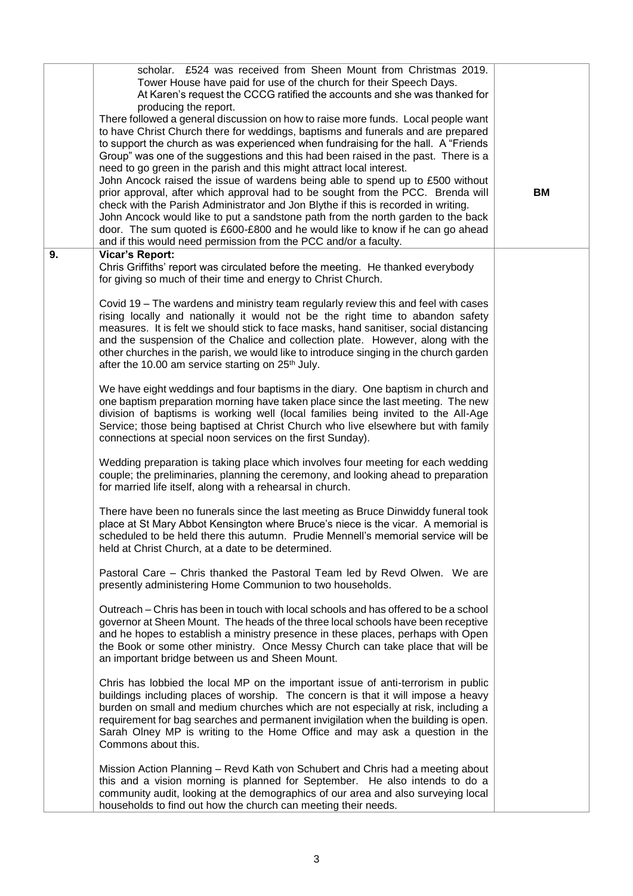| | | |
|---|---|---|
| | scholar. £524 was received from Sheen Mount from Christmas 2019. Tower House have paid for use of the church for their Speech Days. At Karen's request the CCCG ratified the accounts and she was thanked for producing the report.<br><br>There followed a general discussion on how to raise more funds. Local people want to have Christ Church there for weddings, baptisms and funerals and are prepared to support the church as was experienced when fundraising for the hall. A "Friends Group" was one of the suggestions and this had been raised in the past. There is a need to go green in the parish and this might attract local interest.<br><br>John Ancock raised the issue of wardens being able to spend up to £500 without prior approval, after which approval had to be sought from the PCC. Brenda will check with the Parish Administrator and Jon Blythe if this is recorded in writing.<br><br>John Ancock would like to put a sandstone path from the north garden to the back door. The sum quoted is £600-£800 and he would like to know if he can go ahead and if this would need permission from the PCC and/or a faculty. | **BM** |
| **9.** | **Vicar's Report:**<br>Chris Griffiths' report was circulated before the meeting. He thanked everybody for giving so much of their time and energy to Christ Church.<br><br>Covid 19 – The wardens and ministry team regularly review this and feel with cases rising locally and nationally it would not be the right time to abandon safety measures. It is felt we should stick to face masks, hand sanitiser, social distancing and the suspension of the Chalice and collection plate. However, along with the other churches in the parish, we would like to introduce singing in the church garden after the 10.00 am service starting on 25th July.<br><br>We have eight weddings and four baptisms in the diary. One baptism in church and one baptism preparation morning have taken place since the last meeting. The new division of baptisms is working well (local families being invited to the All-Age Service; those being baptised at Christ Church who live elsewhere but with family connections at special noon services on the first Sunday).<br><br>Wedding preparation is taking place which involves four meeting for each wedding couple; the preliminaries, planning the ceremony, and looking ahead to preparation for married life itself, along with a rehearsal in church.<br><br>There have been no funerals since the last meeting as Bruce Dinwiddy funeral took place at St Mary Abbot Kensington where Bruce's niece is the vicar. A memorial is scheduled to be held there this autumn. Prudie Mennell's memorial service will be held at Christ Church, at a date to be determined.<br><br>Pastoral Care – Chris thanked the Pastoral Team led by Revd Olwen. We are presently administering Home Communion to two households.<br><br>Outreach – Chris has been in touch with local schools and has offered to be a school governor at Sheen Mount. The heads of the three local schools have been receptive and he hopes to establish a ministry presence in these places, perhaps with Open the Book or some other ministry. Once Messy Church can take place that will be an important bridge between us and Sheen Mount.<br><br>Chris has lobbied the local MP on the important issue of anti-terrorism in public buildings including places of worship. The concern is that it will impose a heavy burden on small and medium churches which are not especially at risk, including a requirement for bag searches and permanent invigilation when the building is open. Sarah Olney MP is writing to the Home Office and may ask a question in the Commons about this.<br><br>Mission Action Planning – Revd Kath von Schubert and Chris had a meeting about this and a vision morning is planned for September. He also intends to do a community audit, looking at the demographics of our area and also surveying local households to find out how the church can meeting their needs. | |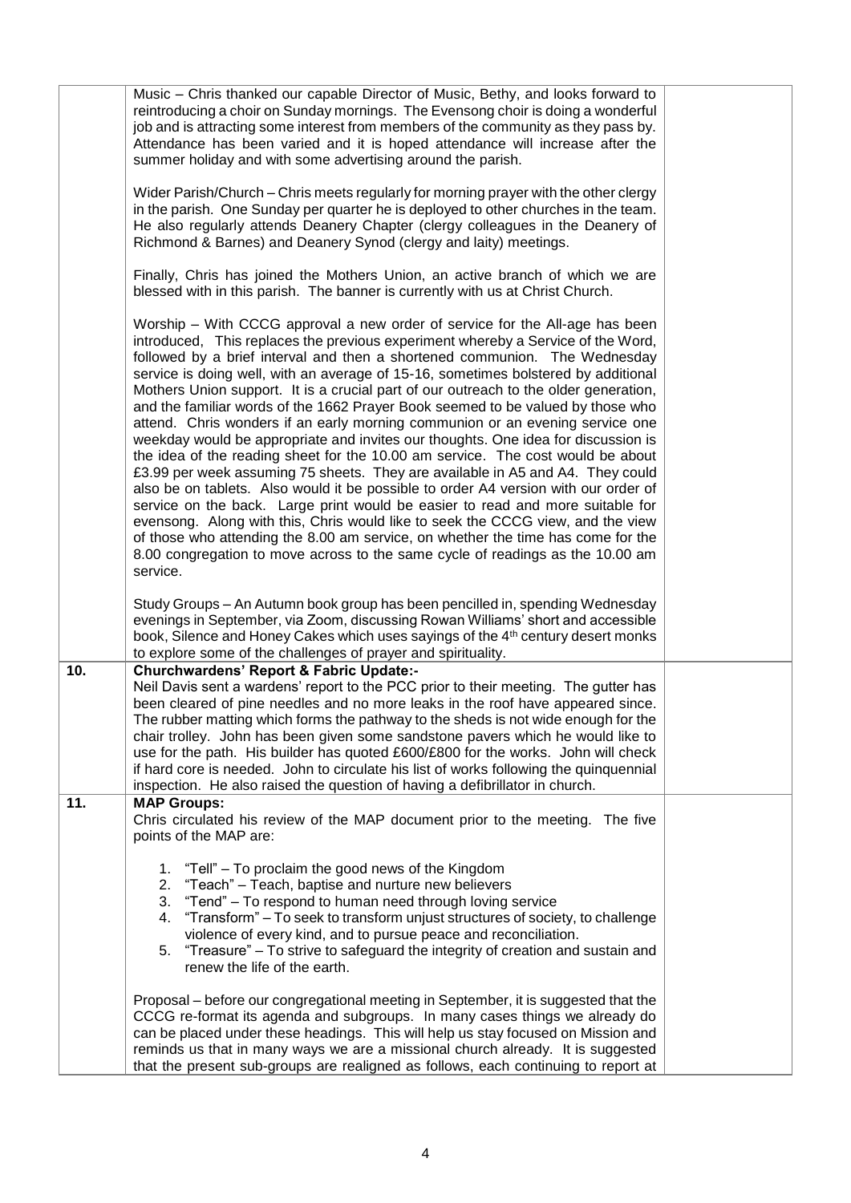| | | |
|---|---|---|
| | Music – Chris thanked our capable Director of Music, Bethy, and looks forward to reintroducing a choir on Sunday mornings. The Evensong choir is doing a wonderful job and is attracting some interest from members of the community as they pass by. Attendance has been varied and it is hoped attendance will increase after the summer holiday and with some advertising around the parish.<br><br>Wider Parish/Church – Chris meets regularly for morning prayer with the other clergy in the parish. One Sunday per quarter he is deployed to other churches in the team. He also regularly attends Deanery Chapter (clergy colleagues in the Deanery of Richmond & Barnes) and Deanery Synod (clergy and laity) meetings.<br><br>Finally, Chris has joined the Mothers Union, an active branch of which we are blessed with in this parish. The banner is currently with us at Christ Church.<br><br>Worship – With CCCG approval a new order of service for the All-age has been introduced, This replaces the previous experiment whereby a Service of the Word, followed by a brief interval and then a shortened communion. The Wednesday service is doing well, with an average of 15-16, sometimes bolstered by additional Mothers Union support. It is a crucial part of our outreach to the older generation, and the familiar words of the 1662 Prayer Book seemed to be valued by those who attend. Chris wonders if an early morning communion or an evening service one weekday would be appropriate and invites our thoughts. One idea for discussion is the idea of the reading sheet for the 10.00 am service. The cost would be about £3.99 per week assuming 75 sheets. They are available in A5 and A4. They could also be on tablets. Also would it be possible to order A4 version with our order of service on the back. Large print would be easier to read and more suitable for evensong. Along with this, Chris would like to seek the CCCG view, and the view of those who attending the 8.00 am service, on whether the time has come for the 8.00 congregation to move across to the same cycle of readings as the 10.00 am service.<br><br>Study Groups – An Autumn book group has been pencilled in, spending Wednesday evenings in September, via Zoom, discussing Rowan Williams' short and accessible book, Silence and Honey Cakes which uses sayings of the 4th century desert monks to explore some of the challenges of prayer and spirituality. | |
| 10. | **Churchwardens' Report & Fabric Update:-**<br>Neil Davis sent a wardens' report to the PCC prior to their meeting. The gutter has been cleared of pine needles and no more leaks in the roof have appeared since. The rubber matting which forms the pathway to the sheds is not wide enough for the chair trolley. John has been given some sandstone pavers which he would like to use for the path. His builder has quoted £600/£800 for the works. John will check if hard core is needed. John to circulate his list of works following the quinquennial inspection. He also raised the question of having a defibrillator in church. | |
| 11. | **MAP Groups:**<br>Chris circulated his review of the MAP document prior to the meeting. The five points of the MAP are:<br><br>1. "Tell" – To proclaim the good news of the Kingdom<br>2. "Teach" – Teach, baptise and nurture new believers<br>3. "Tend" – To respond to human need through loving service<br>4. "Transform" – To seek to transform unjust structures of society, to challenge violence of every kind, and to pursue peace and reconciliation.<br>5. "Treasure" – To strive to safeguard the integrity of creation and sustain and renew the life of the earth.<br><br>Proposal – before our congregational meeting in September, it is suggested that the CCCG re-format its agenda and subgroups. In many cases things we already do can be placed under these headings. This will help us stay focused on Mission and reminds us that in many ways we are a missional church already. It is suggested that the present sub-groups are realigned as follows, each continuing to report at | |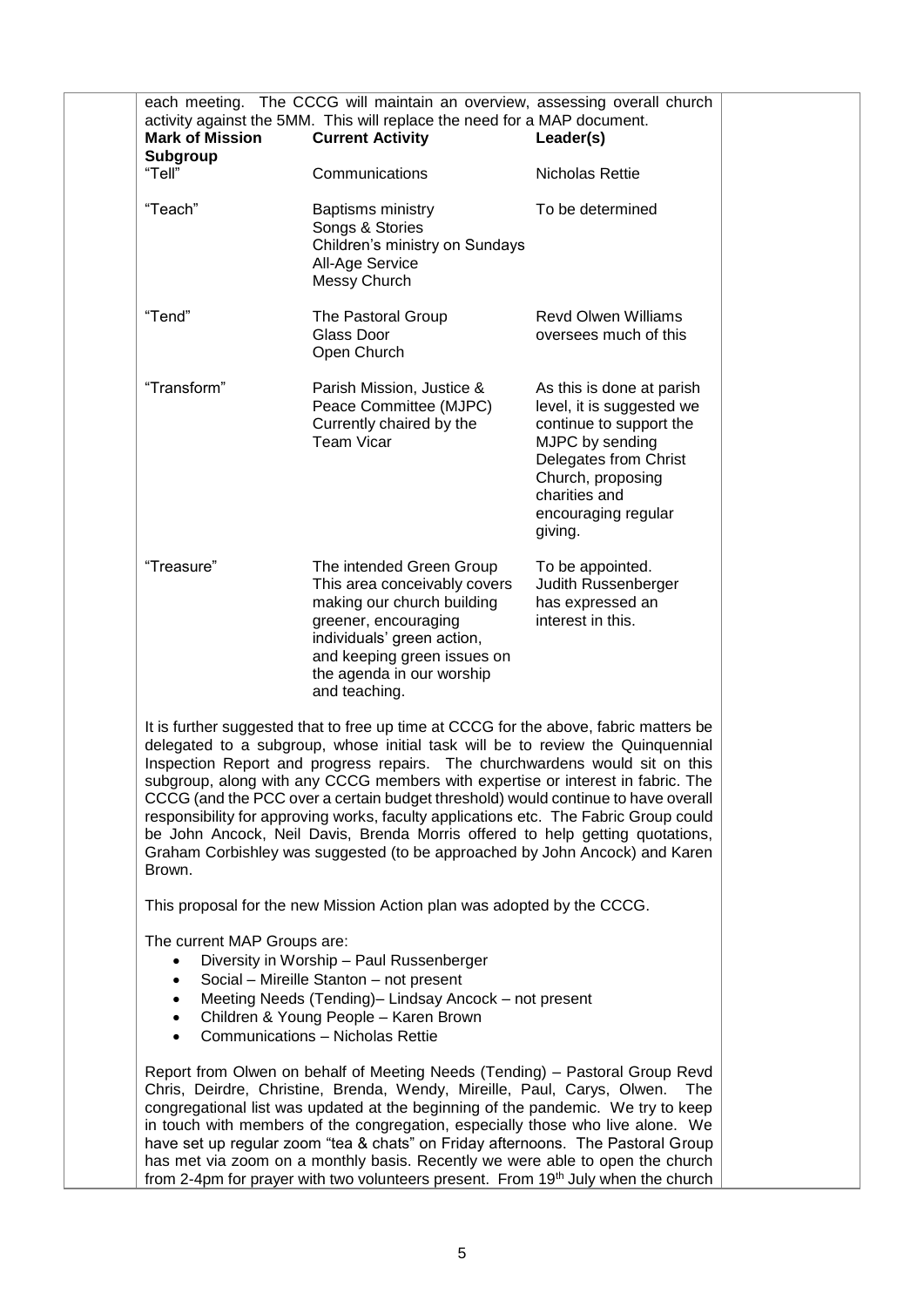each meeting. The CCCG will maintain an overview, assessing overall church activity against the 5MM. This will replace the need for a MAP document.

| Mark of Mission Subgroup | Current Activity | Leader(s) |
|---|---|---|
| "Tell" | Communications | Nicholas Rettie |
| "Teach" | Baptisms ministry<br>Songs & Stories<br>Children's ministry on Sundays<br>All-Age Service<br>Messy Church | To be determined |
| "Tend" | The Pastoral Group<br>Glass Door<br>Open Church | Revd Olwen Williams oversees much of this |
| "Transform" | Parish Mission, Justice & Peace Committee (MJPC)<br>Currently chaired by the Team Vicar | As this is done at parish level, it is suggested we continue to support the MJPC by sending Delegates from Christ Church, proposing charities and encouraging regular giving. |
| "Treasure" | The intended Green Group<br>This area conceivably covers making our church building greener, encouraging individuals' green action, and keeping green issues on the agenda in our worship and teaching. | To be appointed.<br>Judith Russenberger has expressed an interest in this. |

It is further suggested that to free up time at CCCG for the above, fabric matters be delegated to a subgroup, whose initial task will be to review the Quinquennial Inspection Report and progress repairs. The churchwardens would sit on this subgroup, along with any CCCG members with expertise or interest in fabric. The CCCG (and the PCC over a certain budget threshold) would continue to have overall responsibility for approving works, faculty applications etc. The Fabric Group could be John Ancock, Neil Davis, Brenda Morris offered to help getting quotations, Graham Corbishley was suggested (to be approached by John Ancock) and Karen Brown.

This proposal for the new Mission Action plan was adopted by the CCCG.

The current MAP Groups are:

- Diversity in Worship – Paul Russenberger
- Social – Mireille Stanton – not present
- Meeting Needs (Tending)– Lindsay Ancock – not present
- Children & Young People – Karen Brown
- Communications – Nicholas Rettie

Report from Olwen on behalf of Meeting Needs (Tending) – Pastoral Group Revd Chris, Deirdre, Christine, Brenda, Wendy, Mireille, Paul, Carys, Olwen. The congregational list was updated at the beginning of the pandemic. We try to keep in touch with members of the congregation, especially those who live alone. We have set up regular zoom "tea & chats" on Friday afternoons. The Pastoral Group has met via zoom on a monthly basis. Recently we were able to open the church from 2-4pm for prayer with two volunteers present. From 19th July when the church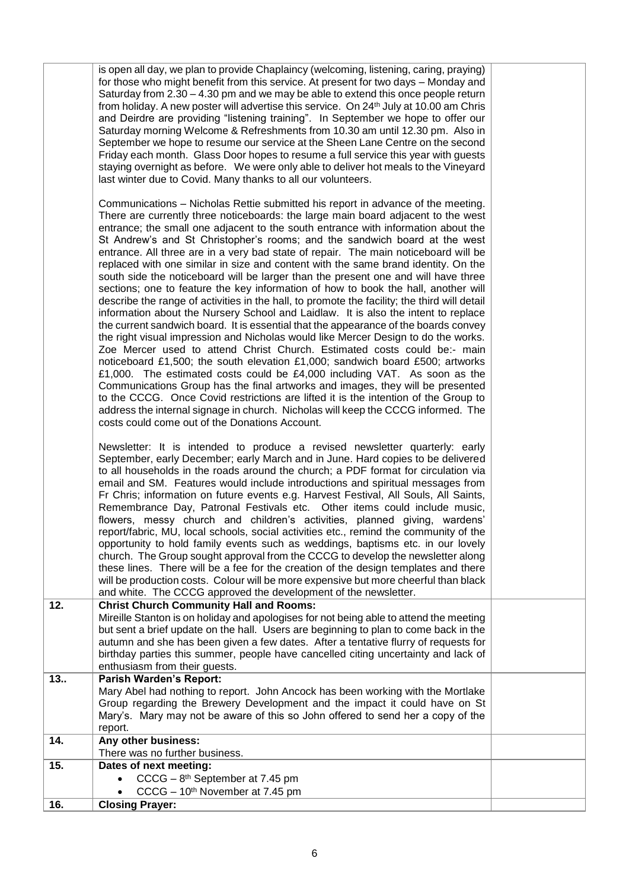| | | |
|---|---|---|
| | is open all day, we plan to provide Chaplaincy (welcoming, listening, caring, praying) for those who might benefit from this service. At present for two days – Monday and Saturday from 2.30 – 4.30 pm and we may be able to extend this once people return from holiday. A new poster will advertise this service. On 24th July at 10.00 am Chris and Deirdre are providing "listening training". In September we hope to offer our Saturday morning Welcome & Refreshments from 10.30 am until 12.30 pm. Also in September we hope to resume our service at the Sheen Lane Centre on the second Friday each month. Glass Door hopes to resume a full service this year with guests staying overnight as before. We were only able to deliver hot meals to the Vineyard last winter due to Covid. Many thanks to all our volunteers.<br><br>Communications – Nicholas Rettie submitted his report in advance of the meeting. There are currently three noticeboards: the large main board adjacent to the west entrance; the small one adjacent to the south entrance with information about the St Andrew's and St Christopher's rooms; and the sandwich board at the west entrance. All three are in a very bad state of repair. The main noticeboard will be replaced with one similar in size and content with the same brand identity. On the south side the noticeboard will be larger than the present one and will have three sections; one to feature the key information of how to book the hall, another will describe the range of activities in the hall, to promote the facility; the third will detail information about the Nursery School and Laidlaw. It is also the intent to replace the current sandwich board. It is essential that the appearance of the boards convey the right visual impression and Nicholas would like Mercer Design to do the works. Zoe Mercer used to attend Christ Church. Estimated costs could be:- main noticeboard £1,500; the south elevation £1,000; sandwich board £500; artworks £1,000. The estimated costs could be £4,000 including VAT. As soon as the Communications Group has the final artworks and images, they will be presented to the CCCG. Once Covid restrictions are lifted it is the intention of the Group to address the internal signage in church. Nicholas will keep the CCCG informed. The costs could come out of the Donations Account.<br><br>Newsletter: It is intended to produce a revised newsletter quarterly: early September, early December; early March and in June. Hard copies to be delivered to all households in the roads around the church; a PDF format for circulation via email and SM. Features would include introductions and spiritual messages from Fr Chris; information on future events e.g. Harvest Festival, All Souls, All Saints, Remembrance Day, Patronal Festivals etc. Other items could include music, flowers, messy church and children's activities, planned giving, wardens' report/fabric, MU, local schools, social activities etc., remind the community of the opportunity to hold family events such as weddings, baptisms etc. in our lovely church. The Group sought approval from the CCCG to develop the newsletter along these lines. There will be a fee for the creation of the design templates and there will be production costs. Colour will be more expensive but more cheerful than black and white. The CCCG approved the development of the newsletter. | |
| **12.** | **Christ Church Community Hall and Rooms:**<br>Mireille Stanton is on holiday and apologises for not being able to attend the meeting but sent a brief update on the hall. Users are beginning to plan to come back in the autumn and she has been given a few dates. After a tentative flurry of requests for birthday parties this summer, people have cancelled citing uncertainty and lack of enthusiasm from their guests. | |
| **13..** | **Parish Warden's Report:**<br>Mary Abel had nothing to report. John Ancock has been working with the Mortlake Group regarding the Brewery Development and the impact it could have on St Mary's. Mary may not be aware of this so John offered to send her a copy of the report. | |
| **14.** | **Any other business:**<br>There was no further business. | |
| **15.** | **Dates of next meeting:**<br>• CCCG – 8th September at 7.45 pm<br>• CCCG – 10th November at 7.45 pm | |
| **16.** | **Closing Prayer:** | |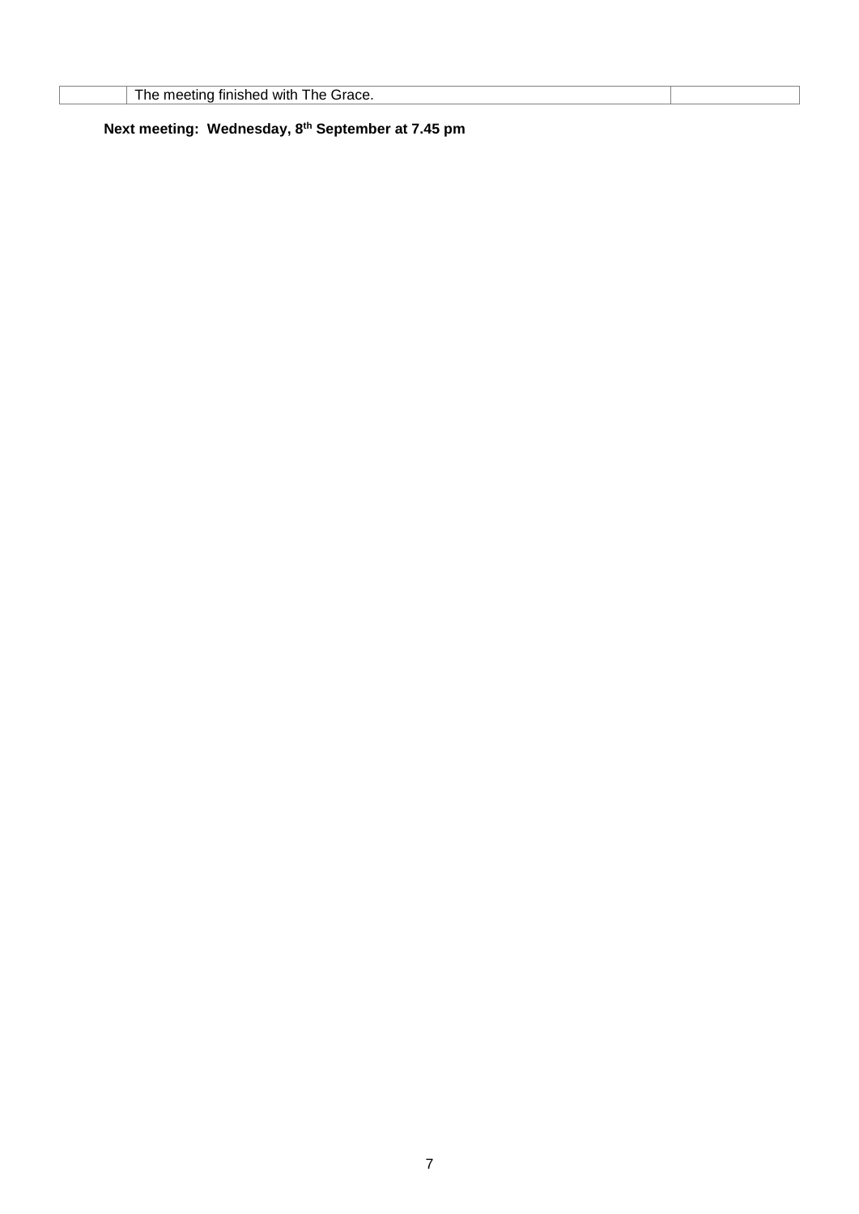| | | |
|---|---|---|
| | The meeting finished with The Grace. | |

**Next meeting: Wednesday, 8th September at 7.45 pm**